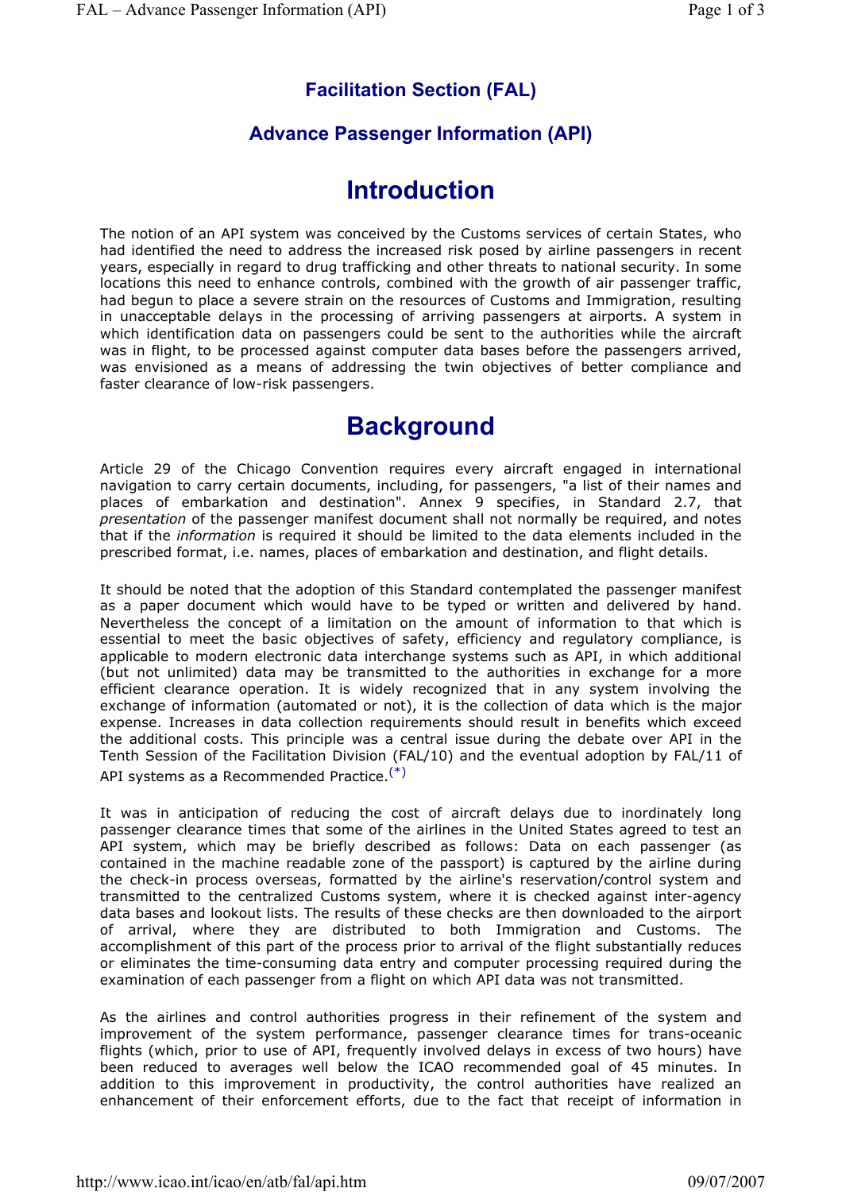# Facilitation Section (FAL)

## Advance Passenger Information (API)

# Introduction

The notion of an API system was conceived by the Customs services of certain States, who had identified the need to address the increased risk posed by airline passengers in recent years, especially in regard to drug trafficking and other threats to national security. In some locations this need to enhance controls, combined with the growth of air passenger traffic, had begun to place a severe strain on the resources of Customs and Immigration, resulting in unacceptable delays in the processing of arriving passengers at airports. A system in which identification data on passengers could be sent to the authorities while the aircraft was in flight, to be processed against computer data bases before the passengers arrived, was envisioned as a means of addressing the twin objectives of better compliance and faster clearance of low-risk passengers.

# Background

Article 29 of the Chicago Convention requires every aircraft engaged in international navigation to carry certain documents, including, for passengers, "a list of their names and places of embarkation and destination". Annex 9 specifies, in Standard 2.7, that *presentation* of the passenger manifest document shall not normally be required, and notes that if the *information* is required it should be limited to the data elements included in the prescribed format, i.e. names, places of embarkation and destination, and flight details.

It should be noted that the adoption of this Standard contemplated the passenger manifest as a paper document which would have to be typed or written and delivered by hand. Nevertheless the concept of a limitation on the amount of information to that which is essential to meet the basic objectives of safety, efficiency and regulatory compliance, is applicable to modern electronic data interchange systems such as API, in which additional (but not unlimited) data may be transmitted to the authorities in exchange for a more efficient clearance operation. It is widely recognized that in any system involving the exchange of information (automated or not), it is the collection of data which is the major expense. Increases in data collection requirements should result in benefits which exceed the additional costs. This principle was a central issue during the debate over API in the Tenth Session of the Facilitation Division (FAL/10) and the eventual adoption by FAL/11 of API systems as a Recommended Practice.[(*)]

It was in anticipation of reducing the cost of aircraft delays due to inordinately long passenger clearance times that some of the airlines in the United States agreed to test an API system, which may be briefly described as follows: Data on each passenger (as contained in the machine readable zone of the passport) is captured by the airline during the check-in process overseas, formatted by the airline's reservation/control system and transmitted to the centralized Customs system, where it is checked against inter-agency data bases and lookout lists. The results of these checks are then downloaded to the airport of arrival, where they are distributed to both Immigration and Customs. The accomplishment of this part of the process prior to arrival of the flight substantially reduces or eliminates the time-consuming data entry and computer processing required during the examination of each passenger from a flight on which API data was not transmitted.

As the airlines and control authorities progress in their refinement of the system and improvement of the system performance, passenger clearance times for trans-oceanic flights (which, prior to use of API, frequently involved delays in excess of two hours) have been reduced to averages well below the ICAO recommended goal of 45 minutes. In addition to this improvement in productivity, the control authorities have realized an enhancement of their enforcement efforts, due to the fact that receipt of information in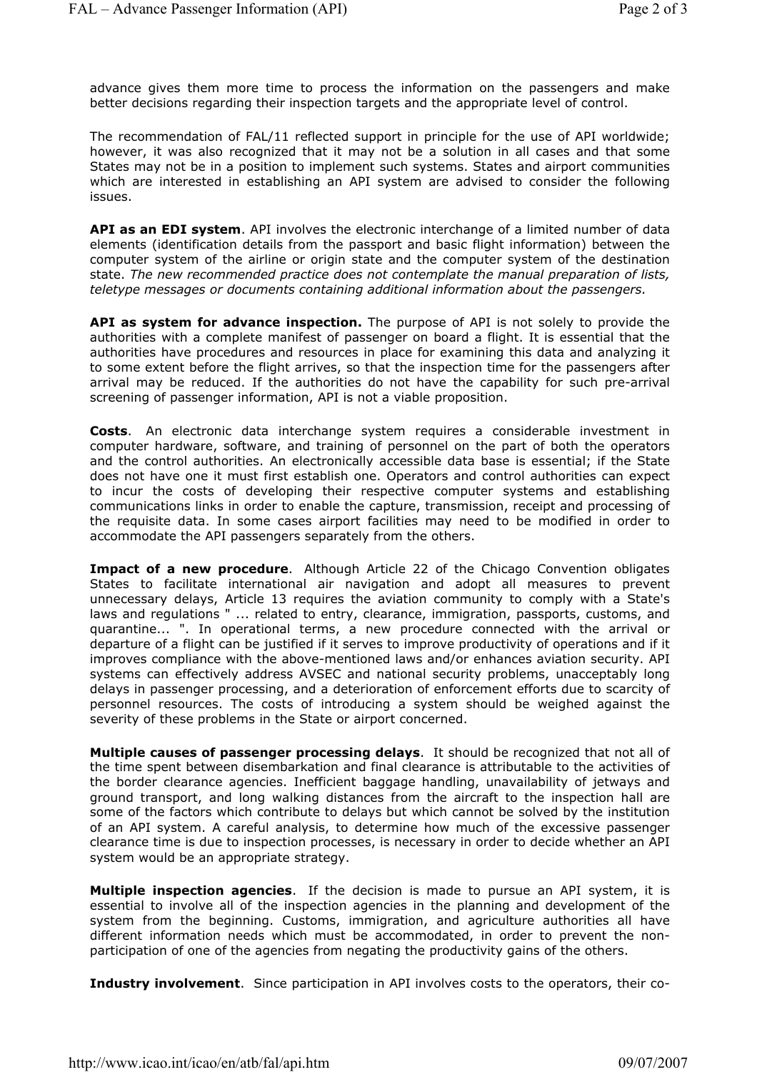advance gives them more time to process the information on the passengers and make better decisions regarding their inspection targets and the appropriate level of control.

The recommendation of FAL/11 reflected support in principle for the use of API worldwide; however, it was also recognized that it may not be a solution in all cases and that some States may not be in a position to implement such systems. States and airport communities which are interested in establishing an API system are advised to consider the following issues.

**API as an EDI system**. API involves the electronic interchange of a limited number of data elements (identification details from the passport and basic flight information) between the computer system of the airline or origin state and the computer system of the destination state. *The new recommended practice does not contemplate the manual preparation of lists, teletype messages or documents containing additional information about the passengers.*

**API as system for advance inspection.** The purpose of API is not solely to provide the authorities with a complete manifest of passenger on board a flight. It is essential that the authorities have procedures and resources in place for examining this data and analyzing it to some extent before the flight arrives, so that the inspection time for the passengers after arrival may be reduced. If the authorities do not have the capability for such pre-arrival screening of passenger information, API is not a viable proposition.

**Costs**. An electronic data interchange system requires a considerable investment in computer hardware, software, and training of personnel on the part of both the operators and the control authorities. An electronically accessible data base is essential; if the State does not have one it must first establish one. Operators and control authorities can expect to incur the costs of developing their respective computer systems and establishing communications links in order to enable the capture, transmission, receipt and processing of the requisite data. In some cases airport facilities may need to be modified in order to accommodate the API passengers separately from the others.

**Impact of a new procedure**. Although Article 22 of the Chicago Convention obligates States to facilitate international air navigation and adopt all measures to prevent unnecessary delays, Article 13 requires the aviation community to comply with a State's laws and regulations " ... related to entry, clearance, immigration, passports, customs, and quarantine... ". In operational terms, a new procedure connected with the arrival or departure of a flight can be justified if it serves to improve productivity of operations and if it improves compliance with the above-mentioned laws and/or enhances aviation security. API systems can effectively address AVSEC and national security problems, unacceptably long delays in passenger processing, and a deterioration of enforcement efforts due to scarcity of personnel resources. The costs of introducing a system should be weighed against the severity of these problems in the State or airport concerned.

**Multiple causes of passenger processing delays**. It should be recognized that not all of the time spent between disembarkation and final clearance is attributable to the activities of the border clearance agencies. Inefficient baggage handling, unavailability of jetways and ground transport, and long walking distances from the aircraft to the inspection hall are some of the factors which contribute to delays but which cannot be solved by the institution of an API system. A careful analysis, to determine how much of the excessive passenger clearance time is due to inspection processes, is necessary in order to decide whether an API system would be an appropriate strategy.

**Multiple inspection agencies**. If the decision is made to pursue an API system, it is essential to involve all of the inspection agencies in the planning and development of the system from the beginning. Customs, immigration, and agriculture authorities all have different information needs which must be accommodated, in order to prevent the non-participation of one of the agencies from negating the productivity gains of the others.

**Industry involvement**. Since participation in API involves costs to the operators, their co-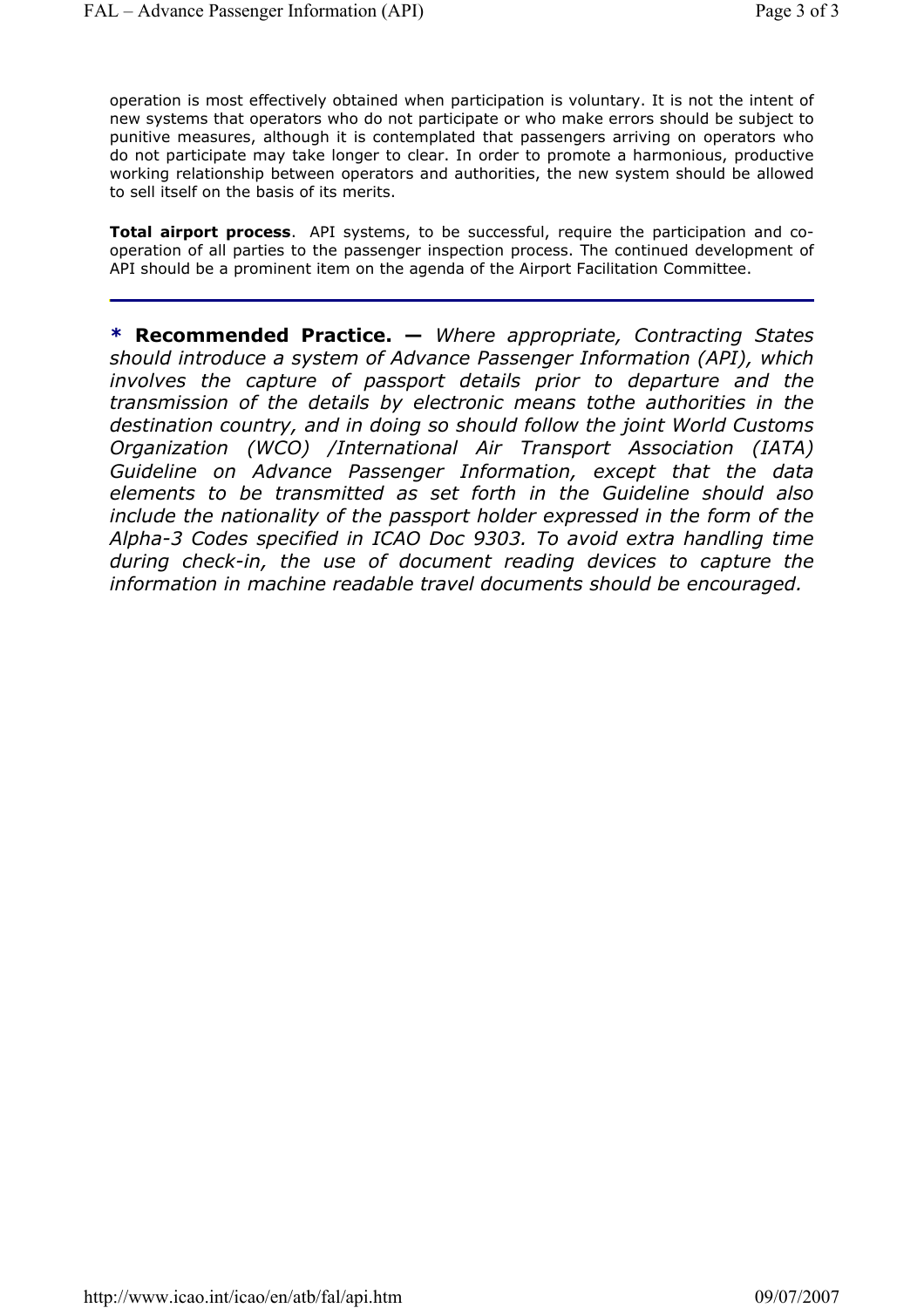operation is most effectively obtained when participation is voluntary. It is not the intent of new systems that operators who do not participate or who make errors should be subject to punitive measures, although it is contemplated that passengers arriving on operators who do not participate may take longer to clear. In order to promote a harmonious, productive working relationship between operators and authorities, the new system should be allowed to sell itself on the basis of its merits.

**Total airport process**. API systems, to be successful, require the participation and co-operation of all parties to the passenger inspection process. The continued development of API should be a prominent item on the agenda of the Airport Facilitation Committee.

---

**\* Recommended Practice. —** *Where appropriate, Contracting States should introduce a system of Advance Passenger Information (API), which involves the capture of passport details prior to departure and the transmission of the details by electronic means tothe authorities in the destination country, and in doing so should follow the joint World Customs Organization (WCO) /International Air Transport Association (IATA) Guideline on Advance Passenger Information, except that the data elements to be transmitted as set forth in the Guideline should also include the nationality of the passport holder expressed in the form of the Alpha-3 Codes specified in ICAO Doc 9303. To avoid extra handling time during check-in, the use of document reading devices to capture the information in machine readable travel documents should be encouraged.*